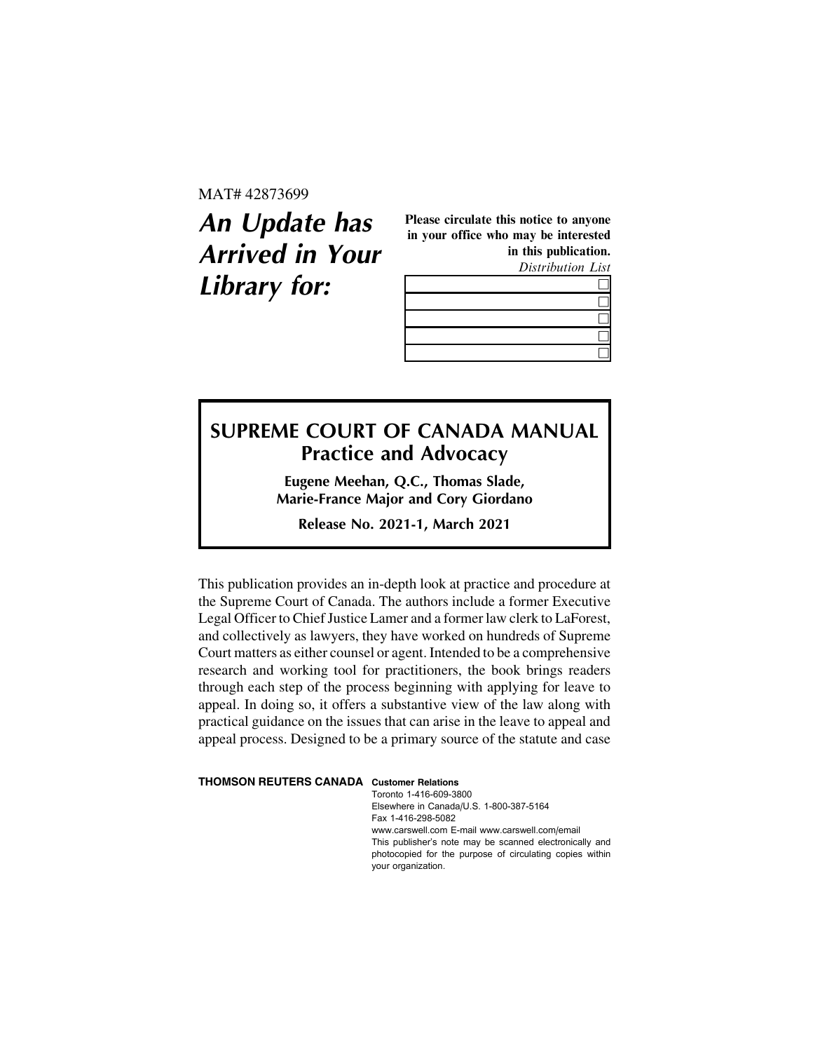MAT# 42873699

# *An Update has Arrived in Your Library for:*

**Please circulate this notice to anyone in your office who may be interested in this publication.**

*Distribution List*

| | |
|---|---|
| | ☐ |
| | ☐ |
| | ☐ |
| | ☐ |
| | ☐ |

## SUPREME COURT OF CANADA MANUAL
### Practice and Advocacy

**Eugene Meehan, Q.C., Thomas Slade, Marie-France Major and Cory Giordano**

**Release No. 2021-1, March 2021**

This publication provides an in-depth look at practice and procedure at the Supreme Court of Canada. The authors include a former Executive Legal Officer to Chief Justice Lamer and a former law clerk to LaForest, and collectively as lawyers, they have worked on hundreds of Supreme Court matters as either counsel or agent. Intended to be a comprehensive research and working tool for practitioners, the book brings readers through each step of the process beginning with applying for leave to appeal. In doing so, it offers a substantive view of the law along with practical guidance on the issues that can arise in the leave to appeal and appeal process. Designed to be a primary source of the statute and case

**THOMSON REUTERS CANADA** **Customer Relations**
Toronto 1-416-609-3800
Elsewhere in Canada/U.S. 1-800-387-5164
Fax 1-416-298-5082
www.carswell.com E-mail www.carswell.com/email
This publisher's note may be scanned electronically and photocopied for the purpose of circulating copies within your organization.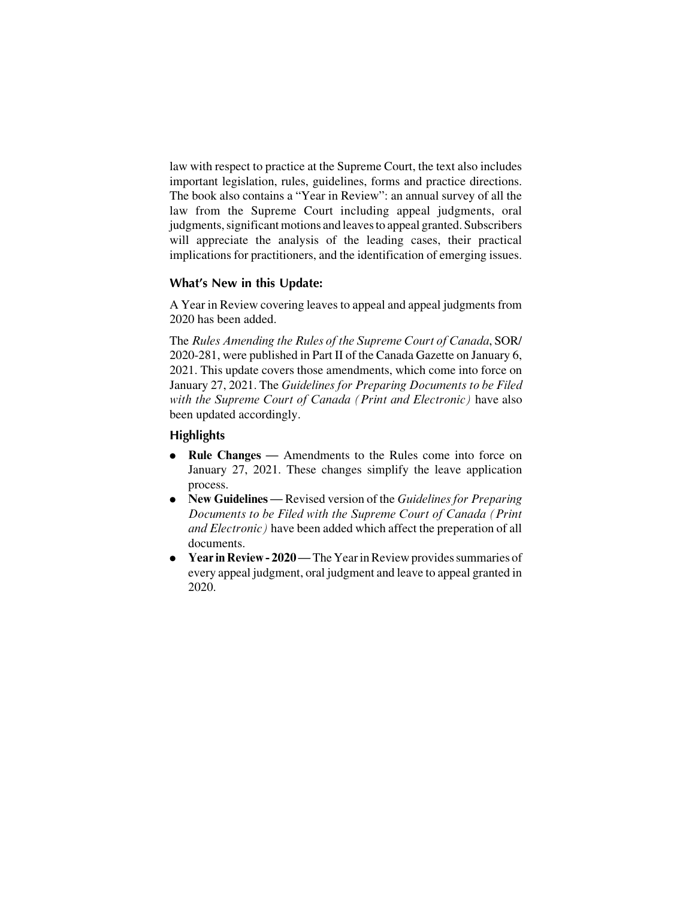law with respect to practice at the Supreme Court, the text also includes important legislation, rules, guidelines, forms and practice directions. The book also contains a "Year in Review": an annual survey of all the law from the Supreme Court including appeal judgments, oral judgments, significant motions and leaves to appeal granted. Subscribers will appreciate the analysis of the leading cases, their practical implications for practitioners, and the identification of emerging issues.

### What's New in this Update:

A Year in Review covering leaves to appeal and appeal judgments from 2020 has been added.

The *Rules Amending the Rules of the Supreme Court of Canada*, SOR/2020-281, were published in Part II of the Canada Gazette on January 6, 2021. This update covers those amendments, which come into force on January 27, 2021. The *Guidelines for Preparing Documents to be Filed with the Supreme Court of Canada (Print and Electronic)* have also been updated accordingly.

### Highlights

- **Rule Changes —** Amendments to the Rules come into force on January 27, 2021. These changes simplify the leave application process.
- **New Guidelines —** Revised version of the *Guidelines for Preparing Documents to be Filed with the Supreme Court of Canada (Print and Electronic)* have been added which affect the preperation of all documents.
- **Year in Review - 2020 —** The Year in Review provides summaries of every appeal judgment, oral judgment and leave to appeal granted in 2020.